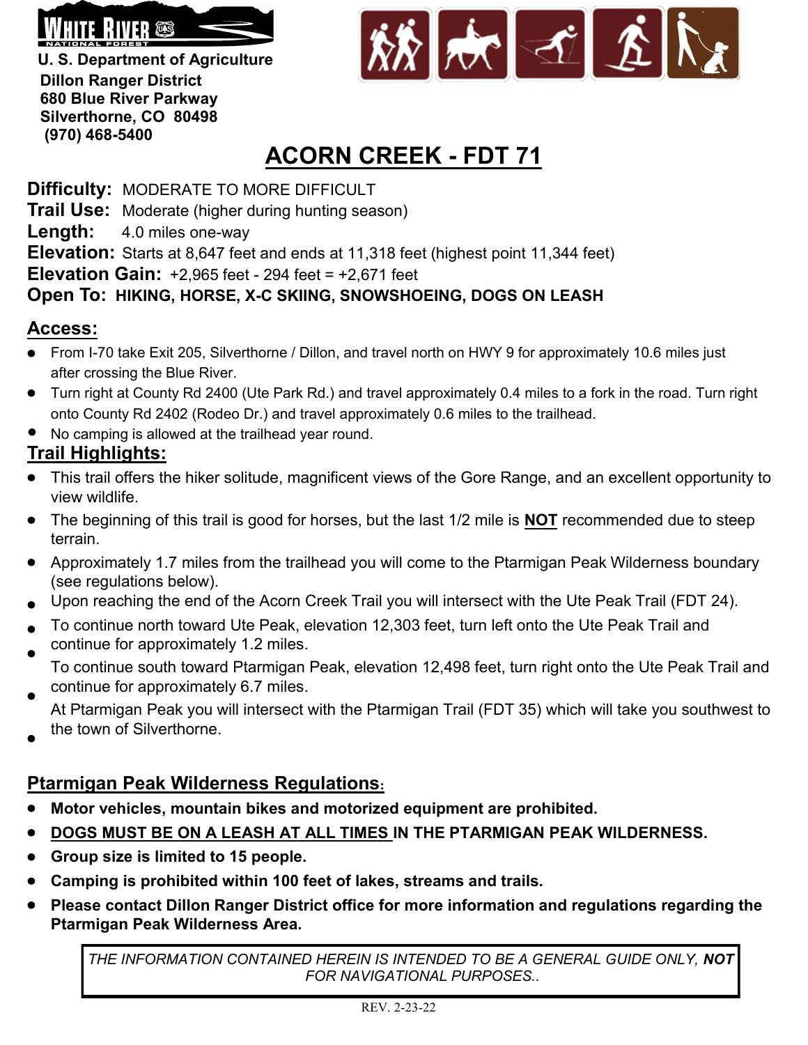WHITE RIVER NATIONAL FOREST

U. S. Department of Agriculture
Dillon Ranger District
680 Blue River Parkway
Silverthorne, CO 80498
(970) 468-5400

# ACORN CREEK - FDT 71

**Difficulty:** MODERATE TO MORE DIFFICULT
**Trail Use:** Moderate (higher during hunting season)
**Length:** 4.0 miles one-way
**Elevation:** Starts at 8,647 feet and ends at 11,318 feet (highest point 11,344 feet)
**Elevation Gain:** +2,965 feet - 294 feet = +2,671 feet
**Open To:** **HIKING, HORSE, X-C SKIING, SNOWSHOEING, DOGS ON LEASH**

## Access:

- From I-70 take Exit 205, Silverthorne / Dillon, and travel north on HWY 9 for approximately 10.6 miles just after crossing the Blue River.
- Turn right at County Rd 2400 (Ute Park Rd.) and travel approximately 0.4 miles to a fork in the road. Turn right onto County Rd 2402 (Rodeo Dr.) and travel approximately 0.6 miles to the trailhead.
- No camping is allowed at the trailhead year round.

## Trail Highlights:

- This trail offers the hiker solitude, magnificent views of the Gore Range, and an excellent opportunity to view wildlife.
- The beginning of this trail is good for horses, but the last 1/2 mile is **NOT** recommended due to steep terrain.
- Approximately 1.7 miles from the trailhead you will come to the Ptarmigan Peak Wilderness boundary (see regulations below).
- Upon reaching the end of the Acorn Creek Trail you will intersect with the Ute Peak Trail (FDT 24).
- To continue north toward Ute Peak, elevation 12,303 feet, turn left onto the Ute Peak Trail and continue for approximately 1.2 miles.
- To continue south toward Ptarmigan Peak, elevation 12,498 feet, turn right onto the Ute Peak Trail and continue for approximately 6.7 miles.
- At Ptarmigan Peak you will intersect with the Ptarmigan Trail (FDT 35) which will take you southwest to the town of Silverthorne.

## Ptarmigan Peak Wilderness Regulations:

- **Motor vehicles, mountain bikes and motorized equipment are prohibited.**
- **DOGS MUST BE ON A LEASH AT ALL TIMES IN THE PTARMIGAN PEAK WILDERNESS.**
- **Group size is limited to 15 people.**
- **Camping is prohibited within 100 feet of lakes, streams and trails.**
- **Please contact Dillon Ranger District office for more information and regulations regarding the Ptarmigan Peak Wilderness Area.**

*THE INFORMATION CONTAINED HEREIN IS INTENDED TO BE A GENERAL GUIDE ONLY, **NOT** FOR NAVIGATIONAL PURPOSES..*

REV. 2-23-22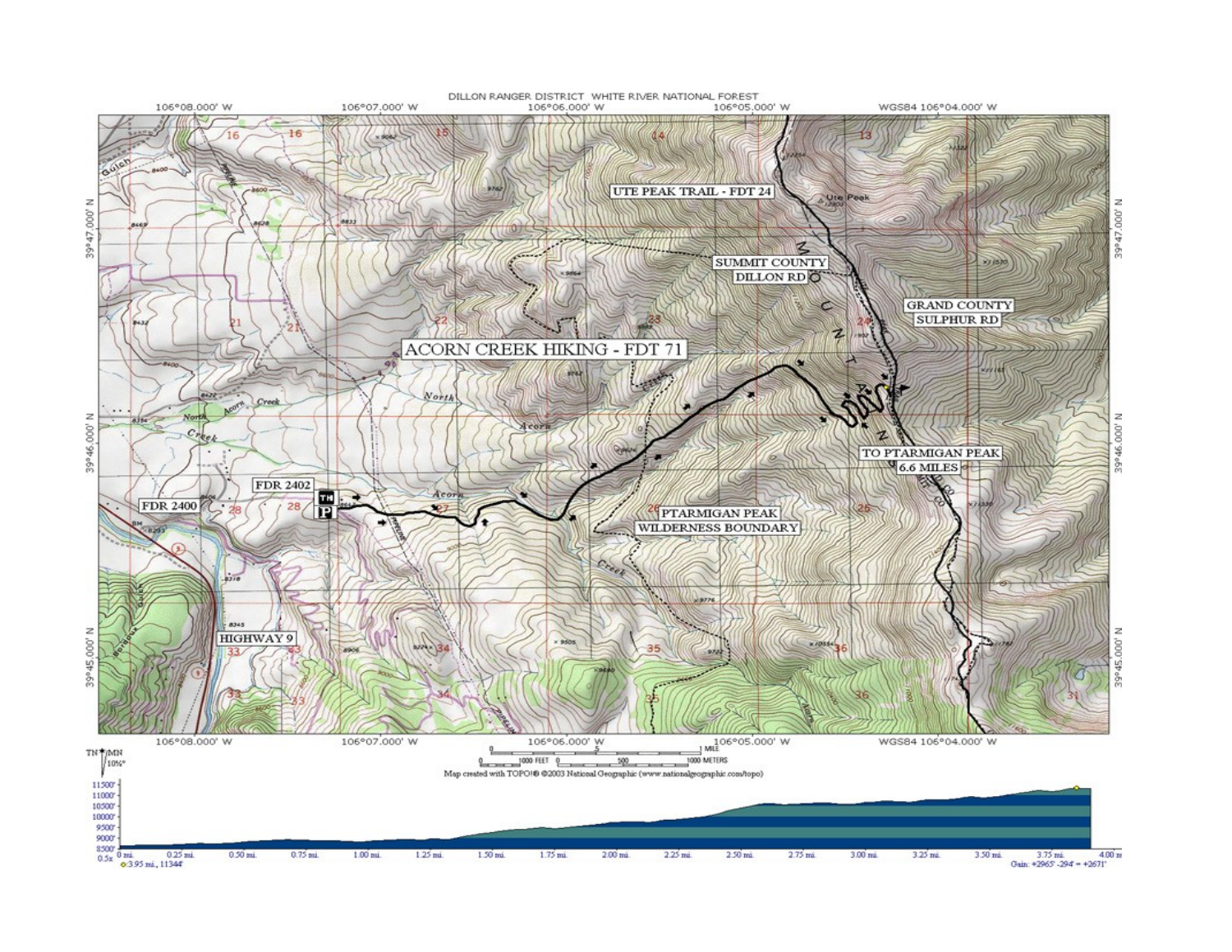DILLON RANGER DISTRICT WHITE RIVER NATIONAL FOREST

106°08.000' W
106°07.000' W
106°06.000' W
106°05.000' W
WGS84 106°04.000' W

39°47.000' N
39°46.000' N
39°45.000' N

UTE PEAK TRAIL - FDT 24

Ute Peak

SUMMIT COUNTY
DILLON RD

GRAND COUNTY
SULPHUR RD

ACORN CREEK HIKING - FDT 71

North Acorn Creek

Acorn

Acorn Creek

TO PTARMIGAN PEAK
6.6 MILES

FDR 2402

FDR 2400

TH

P

PTARMIGAN PEAK
WILDERNESS BOUNDARY

HIGHWAY 9

MOUNTAINS

TN MN 10½°

MILE

1000 FEET

1000 METERS

Map created with TOPO!® ©2003 National Geographic (www.nationalgeographic.com/topo)

11500'
11000'
10500'
10000'
9500'
9000'
8500'

0.5x

0 mi. 0.25 mi. 0.50 mi. 0.75 mi. 1.00 mi. 1.25 mi. 1.50 mi. 1.75 mi. 2.00 mi. 2.25 mi. 2.50 mi. 2.75 mi. 3.00 mi. 3.25 mi. 3.50 mi. 3.75 mi. 4.00 mi

3.95 mi., 11344'

Gain: +2965' -294' = +2671'